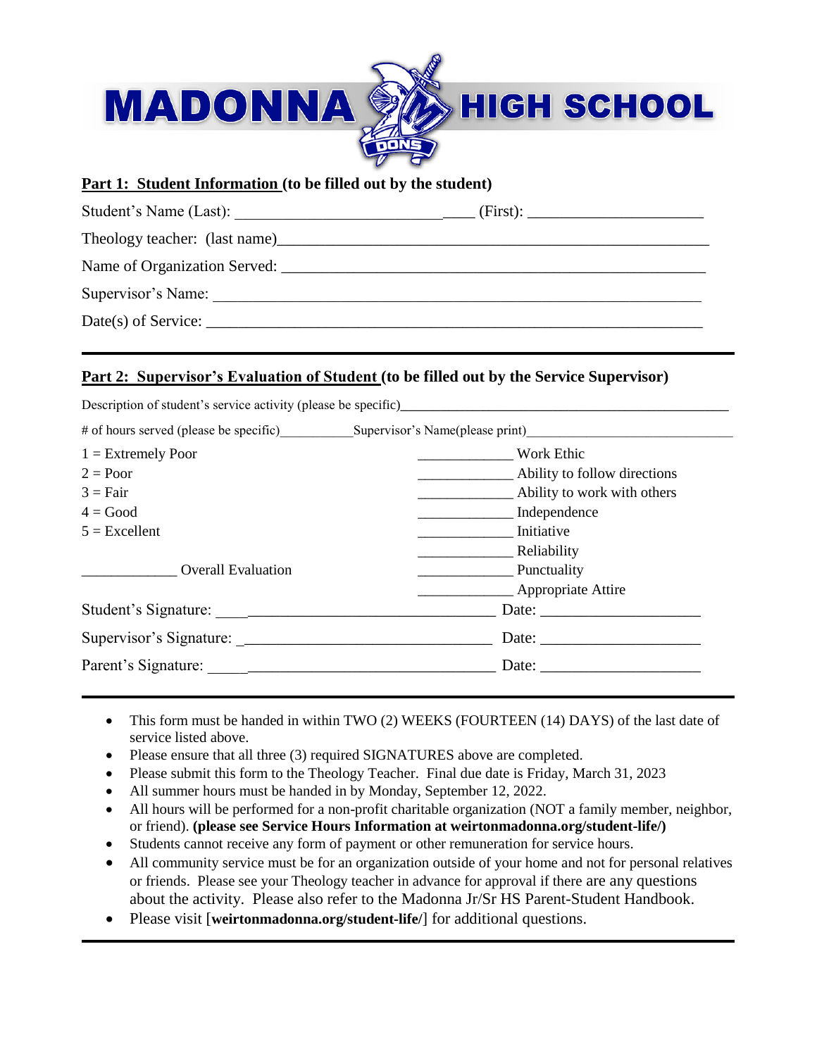# MADONNA HIGH SCHOOL

**Part 1: Student Information (to be filled out by the student)**

Student's Name (Last): ______________________________ (First): ______________________

Theology teacher: (last name)_______________________________________________________

Name of Organization Served: ______________________________________________________

Supervisor's Name: ________________________________________________________________

Date(s) of Service: ________________________________________________________________

---

**Part 2: Supervisor's Evaluation of Student (to be filled out by the Service Supervisor)**

Description of student's service activity (please be specific)_____________________________________________

# of hours served (please be specific)___________Supervisor's Name(please print)_______________________________

1 = Extremely Poor
2 = Poor
3 = Fair
4 = Good
5 = Excellent

____________ Work Ethic
____________ Ability to follow directions
____________ Ability to work with others
____________ Independence
____________ Initiative
____________ Reliability
____________ Punctuality
____________ Appropriate Attire

____________ Overall Evaluation

Student's Signature: ________________________________ Date: ____________________

Supervisor's Signature: ______________________________ Date: ____________________

Parent's Signature: _________________________________ Date: ____________________

---

- This form must be handed in within TWO (2) WEEKS (FOURTEEN (14) DAYS) of the last date of service listed above.
- Please ensure that all three (3) required SIGNATURES above are completed.
- Please submit this form to the Theology Teacher. Final due date is Friday, March 31, 2023
- All summer hours must be handed in by Monday, September 12, 2022.
- All hours will be performed for a non-profit charitable organization (NOT a family member, neighbor, or friend). **(please see Service Hours Information at weirtonmadonna.org/student-life/)**
- Students cannot receive any form of payment or other remuneration for service hours.
- All community service must be for an organization outside of your home and not for personal relatives or friends. Please see your Theology teacher in advance for approval if there are any questions about the activity. Please also refer to the Madonna Jr/Sr HS Parent-Student Handbook.
- Please visit [**weirtonmadonna.org/student-life/**] for additional questions.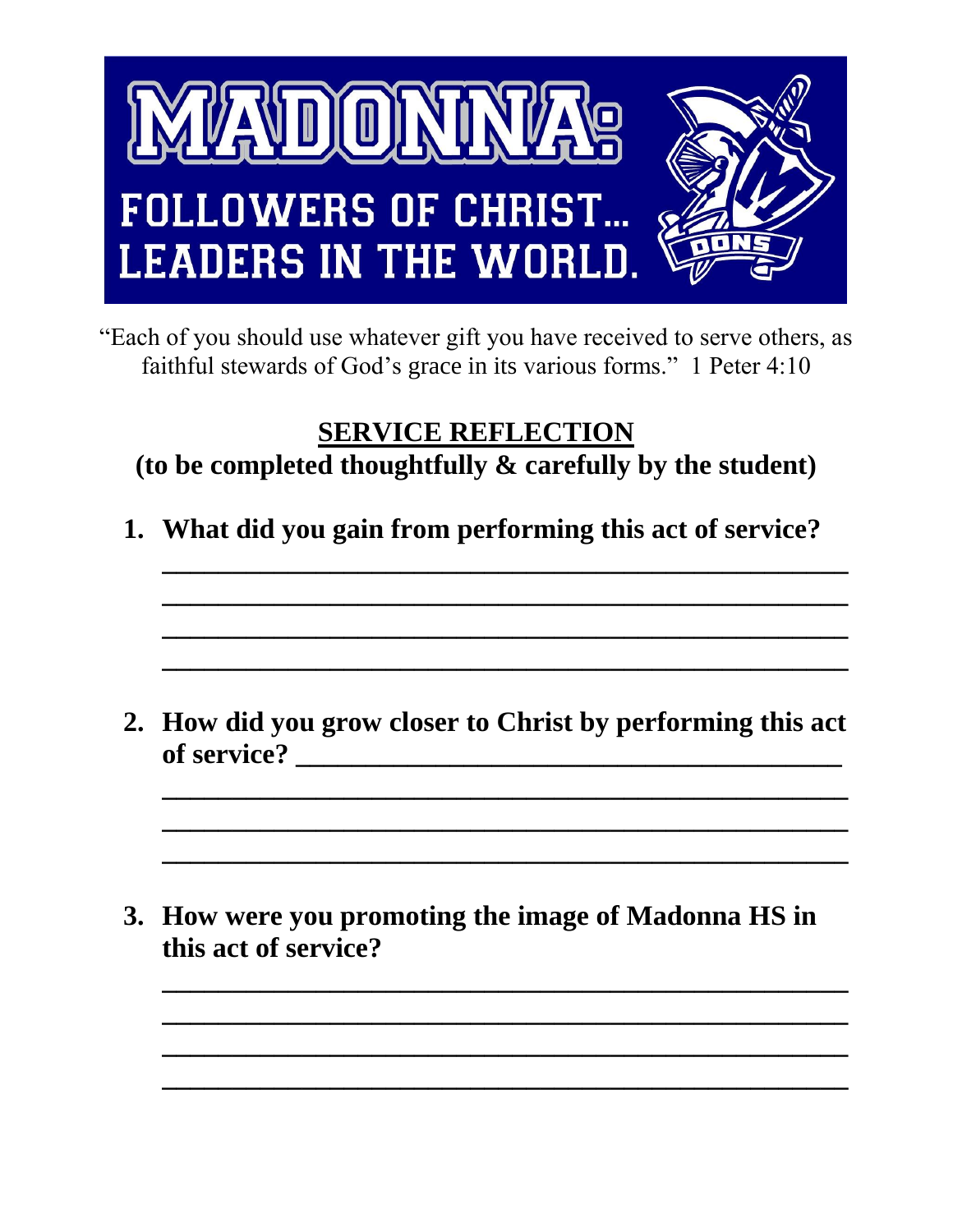# MADONNA:

## FOLLOWERS OF CHRIST…
## LEADERS IN THE WORLD.

DONS

"Each of you should use whatever gift you have received to serve others, as faithful stewards of God's grace in its various forms." 1 Peter 4:10

## SERVICE REFLECTION

**(to be completed thoughtfully & carefully by the student)**

1. **What did you gain from performing this act of service?**

   ______________________________________________
   ______________________________________________
   ______________________________________________
   ______________________________________________

2. **How did you grow closer to Christ by performing this act of service?** ________________________________________

   ______________________________________________
   ______________________________________________
   ______________________________________________

3. **How were you promoting the image of Madonna HS in this act of service?**

   ______________________________________________
   ______________________________________________
   ______________________________________________
   ______________________________________________